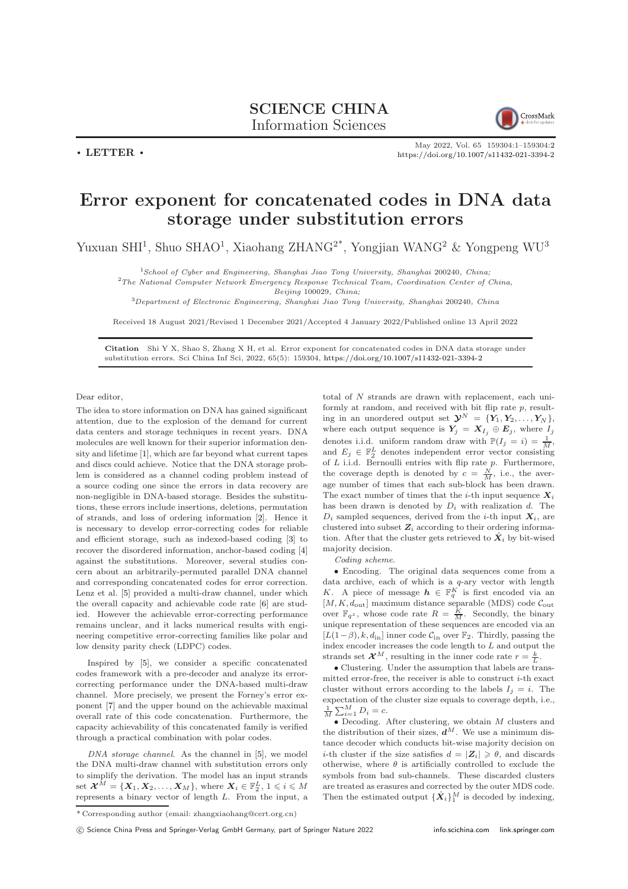**SCIENCE CHINA**
Information Sciences

• LETTER •

May 2022, Vol. 65 159304:1–159304:2
https://doi.org/10.1007/s11432-021-3394-2

# Error exponent for concatenated codes in DNA data storage under substitution errors

Yuxuan SHI[1], Shuo SHAO[1], Xiaohang ZHANG[2*], Yongjian WANG[2] & Yongpeng WU[3]

[1]*School of Cyber and Engineering, Shanghai Jiao Tong University, Shanghai 200240, China;*
[2]*The National Computer Network Emergency Response Technical Team, Coordination Center of China, Beijing 100029, China;*
[3]*Department of Electronic Engineering, Shanghai Jiao Tong University, Shanghai 200240, China*

Received 18 August 2021/Revised 1 December 2021/Accepted 4 January 2022/Published online 13 April 2022

**Citation** Shi Y X, Shao S, Zhang X H, et al. Error exponent for concatenated codes in DNA data storage under substitution errors. Sci China Inf Sci, 2022, 65(5): 159304, https://doi.org/10.1007/s11432-021-3394-2

Dear editor,

The idea to store information on DNA has gained significant attention, due to the explosion of the demand for current data centers and storage techniques in recent years. DNA molecules are well known for their superior information density and lifetime [1], which are far beyond what current tapes and discs could achieve. Notice that the DNA storage problem is considered as a channel coding problem instead of a source coding one since the errors in data recovery are non-negligible in DNA-based storage. Besides the substitutions, these errors include insertions, deletions, permutation of strands, and loss of ordering information [2]. Hence it is necessary to develop error-correcting codes for reliable and efficient storage, such as indexed-based coding [3] to recover the disordered information, anchor-based coding [4] against the substitutions. Moreover, several studies concern about an arbitrarily-permuted parallel DNA channel and corresponding concatenated codes for error correction. Lenz et al. [5] provided a multi-draw channel, under which the overall capacity and achievable code rate [6] are studied. However the achievable error-correcting performance remains unclear, and it lacks numerical results with engineering competitive error-correcting families like polar and low density parity check (LDPC) codes.

Inspired by [5], we consider a specific concatenated codes framework with a pre-decoder and analyze its error-correcting performance under the DNA-based multi-draw channel. More precisely, we present the Forney's error exponent [7] and the upper bound on the achievable maximal overall rate of this code concatenation. Furthermore, the capacity achievability of this concatenated family is verified through a practical combination with polar codes.

*DNA storage channel.* As the channel in [5], we model the DNA multi-draw channel with substitution errors only to simplify the derivation. The model has an input strands set $\boldsymbol{\mathcal{X}}^M = \{\boldsymbol{X}_1, \boldsymbol{X}_2, \ldots, \boldsymbol{X}_M\}$, where $\boldsymbol{X}_i \in \mathbb{F}_2^L$, $1 \leqslant i \leqslant M$ represents a binary vector of length $L$. From the input, a total of $N$ strands are drawn with replacement, each uniformly at random, and received with bit flip rate $p$, resulting in an unordered output set $\boldsymbol{\mathcal{Y}}^N = \{\boldsymbol{Y}_1, \boldsymbol{Y}_2, \ldots, \boldsymbol{Y}_N\}$, where each output sequence is $\boldsymbol{Y}_j = \boldsymbol{X}_{I_j} \oplus \boldsymbol{E}_j$, where $I_j$ denotes i.i.d. uniform random draw with $\mathbb{P}(I_j = i) = \frac{1}{M}$, and $E_j \in \mathbb{F}_2^L$ denotes independent error vector consisting of $L$ i.i.d. Bernoulli entries with flip rate $p$. Furthermore, the coverage depth is denoted by $c = \frac{N}{M}$, i.e., the average number of times that each sub-block has been drawn. The exact number of times that the $i$-th input sequence $\boldsymbol{X}_i$ has been drawn is denoted by $D_i$ with realization $d$. The $D_i$ sampled sequences, derived from the $i$-th input $\boldsymbol{X}_i$, are clustered into subset $\boldsymbol{Z}_i$ according to their ordering information. After that the cluster gets retrieved to $\hat{\boldsymbol{X}}_i$ by bit-wised majority decision.

*Coding scheme.*

• Encoding. The original data sequences come from a data archive, each of which is a $q$-ary vector with length $K$. A piece of message $\boldsymbol{h} \in \mathbb{F}_q^K$ is first encoded via an $[M, K, d_{\text{out}}]$ maximum distance separable (MDS) code $\mathcal{C}_{\text{out}}$ over $\mathbb{F}_{q^z}$, whose code rate $R = \frac{K}{M}$. Secondly, the binary unique representation of these sequences are encoded via an $[L(1-\beta), k, d_{\text{in}}]$ inner code $\mathcal{C}_{\text{in}}$ over $\mathbb{F}_2$. Thirdly, passing the index encoder increases the code length to $L$ and output the strands set $\boldsymbol{\mathcal{X}}^M$, resulting in the inner code rate $r = \frac{k}{L}$.

• Clustering. Under the assumption that labels are transmitted error-free, the receiver is able to construct $i$-th exact cluster without errors according to the labels $I_j = i$. The expectation of the cluster size equals to coverage depth, i.e., $\frac{1}{M}\sum_{i=1}^{M} D_i = c$.

• Decoding. After clustering, we obtain $M$ clusters and the distribution of their sizes, $\boldsymbol{d}^M$. We use a minimum distance decoder which conducts bit-wise majority decision on $i$-th cluster if the size satisfies $d = |\boldsymbol{Z}_i| \geqslant \theta$, and discards otherwise, where $\theta$ is artificially controlled to exclude the symbols from bad sub-channels. These discarded clusters are treated as erasures and corrected by the outer MDS code. Then the estimated output $\{\hat{\boldsymbol{X}}_i\}_1^M$ is decoded by indexing,

---

\* Corresponding author (email: zhangxiaohang@cert.org.cn)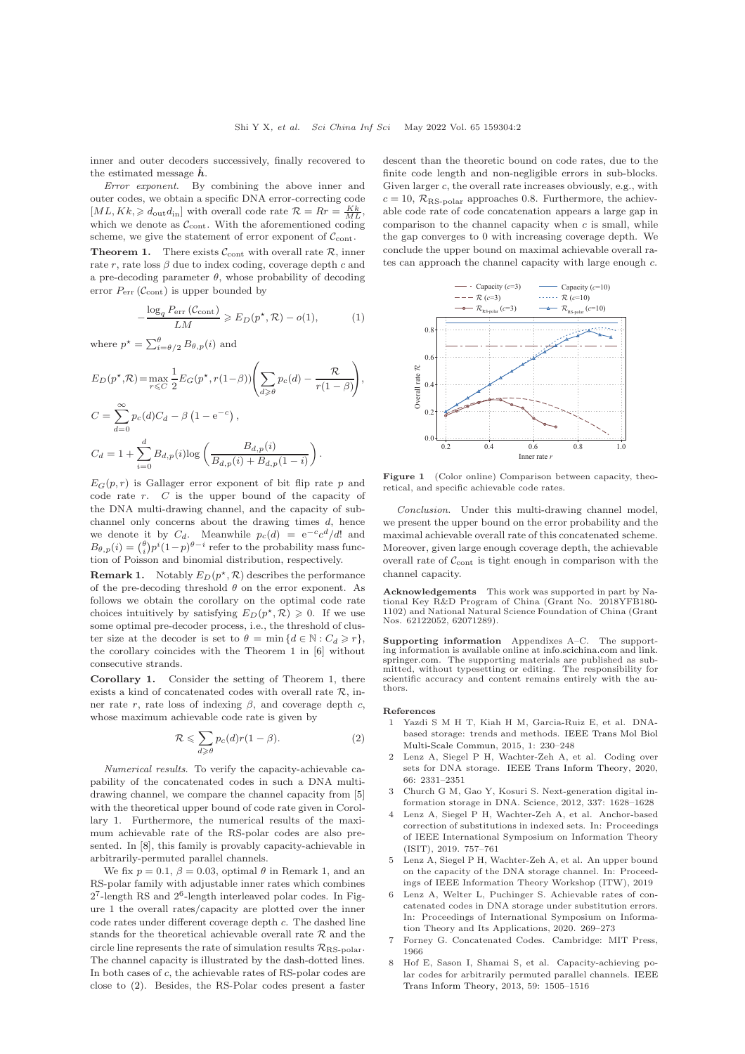inner and outer decoders successively, finally recovered to the estimated message $\hat{\boldsymbol{h}}$.

*Error exponent.* By combining the above inner and outer codes, we obtain a specific DNA error-correcting code $[ML, Kk, \geqslant d_{\rm out}d_{\rm in}]$ with overall code rate $\mathcal{R} = Rr = \frac{Kk}{ML}$, which we denote as $\mathcal{C}_{\rm cont}$. With the aforementioned coding scheme, we give the statement of error exponent of $\mathcal{C}_{\rm cont}$.

**Theorem 1.** There exists $\mathcal{C}_{\rm cont}$ with overall rate $\mathcal{R}$, inner rate $r$, rate loss $\beta$ due to index coding, coverage depth $c$ and a pre-decoding parameter $\theta$, whose probability of decoding error $P_{\rm err}(\mathcal{C}_{\rm cont})$ is upper bounded by

$$-\frac{\log_q P_{\rm err}(\mathcal{C}_{\rm cont})}{LM} \geqslant E_D(p^\star, \mathcal{R}) - o(1), \tag{1}$$

where $p^\star = \sum_{i=\theta/2}^{\theta} B_{\theta,p}(i)$ and

$$E_D(p^\star,\mathcal{R}) = \max_{r\leqslant C} \frac{1}{2} E_G(p^\star, r(1-\beta)) \left( \sum_{d\geqslant\theta} p_c(d) - \frac{\mathcal{R}}{r(1-\beta)} \right),$$

$$C = \sum_{d=0}^{\infty} p_c(d) C_d - \beta\left(1 - {\rm e}^{-c}\right),$$

$$C_d = 1 + \sum_{i=0}^{d} B_{d,p}(i) \log\left( \frac{B_{d,p}(i)}{B_{d,p}(i) + B_{d,p}(1-i)} \right).$$

$E_G(p, r)$ is Gallager error exponent of bit flip rate $p$ and code rate $r$. $C$ is the upper bound of the capacity of the DNA multi-drawing channel, and the capacity of sub-channel only concerns about the drawing times $d$, hence we denote it by $C_d$. Meanwhile $p_c(d) = {\rm e}^{-c}c^d/d!$ and $B_{\theta,p}(i) = \binom{\theta}{i} p^i (1-p)^{\theta-i}$ refer to the probability mass function of Poisson and binomial distribution, respectively.

**Remark 1.** Notably $E_D(p^\star, \mathcal{R})$ describes the performance of the pre-decoding threshold $\theta$ on the error exponent. As follows we obtain the corollary on the optimal code rate choices intuitively by satisfying $E_D(p^\star, \mathcal{R}) \geqslant 0$. If we use some optimal pre-decoder process, i.e., the threshold of cluster size at the decoder is set to $\theta = \min\{d \in \mathbb{N} : C_d \geqslant r\}$, the corollary coincides with the Theorem 1 in [6] without consecutive strands.

**Corollary 1.** Consider the setting of Theorem 1, there exists a kind of concatenated codes with overall rate $\mathcal{R}$, inner rate $r$, rate loss of indexing $\beta$, and coverage depth $c$, whose maximum achievable code rate is given by

$$\mathcal{R} \leqslant \sum_{d\geqslant\theta} p_c(d) r (1-\beta). \tag{2}$$

*Numerical results.* To verify the capacity-achievable capability of the concatenated codes in such a DNA multi-drawing channel, we compare the channel capacity from [5] with the theoretical upper bound of code rate given in Corollary 1. Furthermore, the numerical results of the maximum achievable rate of the RS-polar codes are also presented. In [8], this family is provably capacity-achievable in arbitrarily-permuted parallel channels.

We fix $p = 0.1$, $\beta = 0.03$, optimal $\theta$ in Remark 1, and an RS-polar family with adjustable inner rates which combines $2^7$-length RS and $2^6$-length interleaved polar codes. In Figure 1 the overall rates/capacity are plotted over the inner code rates under different coverage depth $c$. The dashed line stands for the theoretical achievable overall rate $\mathcal{R}$ and the circle line represents the rate of simulation results $\mathcal{R}_{\text{RS-polar}}$. The channel capacity is illustrated by the dash-dotted lines. In both cases of $c$, the achievable rates of RS-polar codes are close to (2). Besides, the RS-Polar codes present a faster descent than the theoretic bound on code rates, due to the finite code length and non-negligible errors in sub-blocks. Given larger $c$, the overall rate increases obviously, e.g., with $c = 10$, $\mathcal{R}_{\text{RS-polar}}$ approaches 0.8. Furthermore, the achievable code rate of code concatenation appears a large gap in comparison to the channel capacity when $c$ is small, while the gap converges to 0 with increasing coverage depth. We conclude the upper bound on maximal achievable overall rates can approach the channel capacity with large enough $c$.

Capacity ($c$=3)
Capacity ($c$=10)
$\mathcal{R}$ ($c$=3)
$\mathcal{R}$ ($c$=10)
$\mathcal{R}_{\text{RS-polar}}$ ($c$=3)
$\mathcal{R}_{\text{RS-polar}}$ ($c$=10)
Overall rate $\mathcal{R}$
Inner rate $r$
0.0
0.2
0.4
0.6
0.8
0.2
0.4
0.6
0.8
1.0

**Figure 1** (Color online) Comparison between capacity, theoretical, and specific achievable code rates.

*Conclusion.* Under this multi-drawing channel model, we present the upper bound on the error probability and the maximal achievable overall rate of this concatenated scheme. Moreover, given large enough coverage depth, the achievable overall rate of $\mathcal{C}_{\rm cont}$ is tight enough in comparison with the channel capacity.

**Acknowledgements** This work was supported in part by National Key R&D Program of China (Grant No. 2018YFB1801102) and National Natural Science Foundation of China (Grant Nos. 62122052, 62071289).

**Supporting information** Appendixes A–C. The supporting information is available online at info.scichina.com and link.springer.com. The supporting materials are published as submitted, without typesetting or editing. The responsibility for scientific accuracy and content remains entirely with the authors.

**References**

1. Yazdi S M H T, Kiah H M, Garcia-Ruiz E, et al. DNA-based storage: trends and methods. IEEE Trans Mol Biol Multi-Scale Commun, 2015, 1: 230–248
2. Lenz A, Siegel P H, Wachter-Zeh A, et al. Coding over sets for DNA storage. IEEE Trans Inform Theory, 2020, 66: 2331–2351
3. Church G M, Gao Y, Kosuri S. Next-generation digital information storage in DNA. Science, 2012, 337: 1628–1628
4. Lenz A, Siegel P H, Wachter-Zeh A, et al. Anchor-based correction of substitutions in indexed sets. In: Proceedings of IEEE International Symposium on Information Theory (ISIT), 2019. 757–761
5. Lenz A, Siegel P H, Wachter-Zeh A, et al. An upper bound on the capacity of the DNA storage channel. In: Proceedings of IEEE Information Theory Workshop (ITW), 2019
6. Lenz A, Welter L, Puchinger S. Achievable rates of concatenated codes in DNA storage under substitution errors. In: Proceedings of International Symposium on Information Theory and Its Applications, 2020. 269–273
7. Forney G. Concatenated Codes. Cambridge: MIT Press, 1966
8. Hof E, Sason I, Shamai S, et al. Capacity-achieving polar codes for arbitrarily permuted parallel channels. IEEE Trans Inform Theory, 2013, 59: 1505–1516